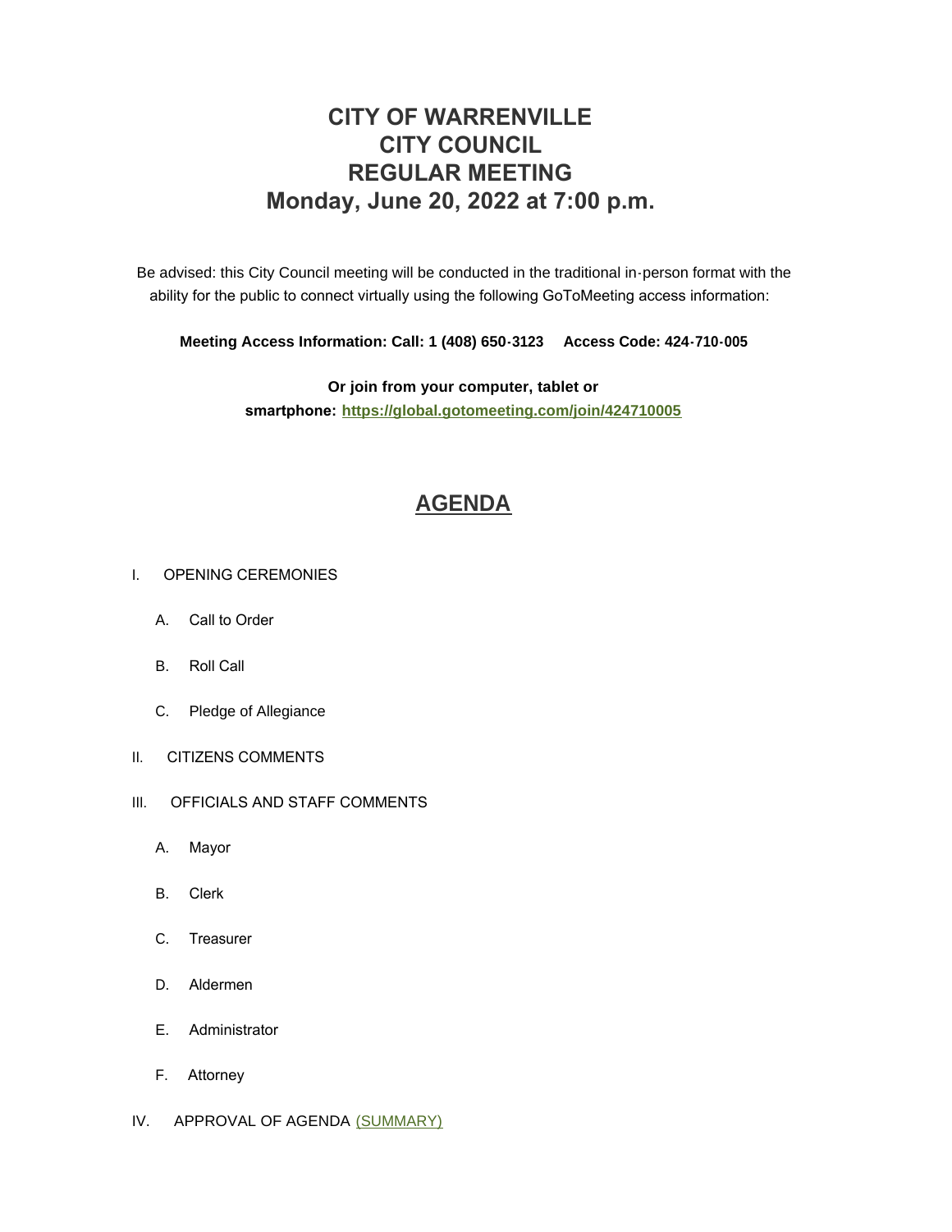# CITY OF WARRENVILLE
# CITY COUNCIL
# REGULAR MEETING
# Monday, June 20, 2022 at 7:00 p.m.

Be advised: this City Council meeting will be conducted in the traditional in-person format with the ability for the public to connect virtually using the following GoToMeeting access information:

**Meeting Access Information: Call: 1 (408) 650-3123 Access Code: 424-710-005**

**Or join from your computer, tablet or smartphone: [https://global.gotomeeting.com/join/424710005](https://global.gotomeeting.com/join/424710005)**

## AGENDA

I. OPENING CEREMONIES

A. Call to Order

B. Roll Call

C. Pledge of Allegiance

II. CITIZENS COMMENTS

III. OFFICIALS AND STAFF COMMENTS

A. Mayor

B. Clerk

C. Treasurer

D. Aldermen

E. Administrator

F. Attorney

IV. APPROVAL OF AGENDA (SUMMARY)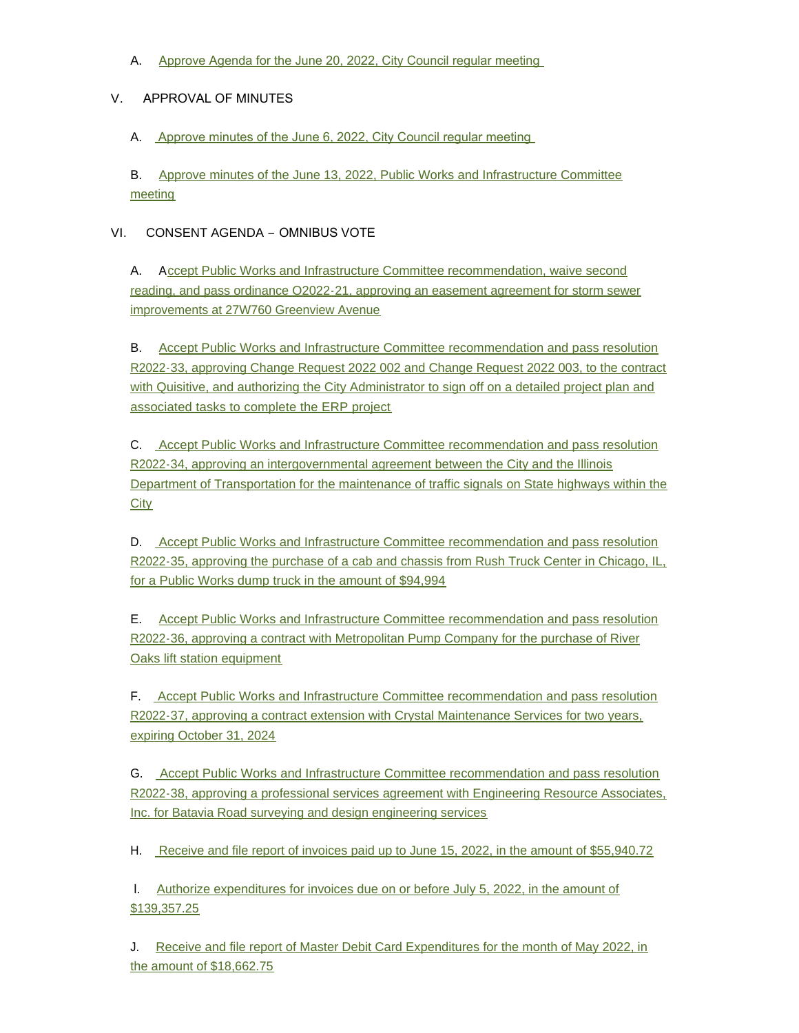A. Approve Agenda for the June 20, 2022, City Council regular meeting

V. APPROVAL OF MINUTES

A. Approve minutes of the June 6, 2022, City Council regular meeting

B. Approve minutes of the June 13, 2022, Public Works and Infrastructure Committee meeting

VI. CONSENT AGENDA – OMNIBUS VOTE

A. Accept Public Works and Infrastructure Committee recommendation, waive second reading, and pass ordinance O2022-21, approving an easement agreement for storm sewer improvements at 27W760 Greenview Avenue

B. Accept Public Works and Infrastructure Committee recommendation and pass resolution R2022-33, approving Change Request 2022 002 and Change Request 2022 003, to the contract with Quisitive, and authorizing the City Administrator to sign off on a detailed project plan and associated tasks to complete the ERP project

C. Accept Public Works and Infrastructure Committee recommendation and pass resolution R2022-34, approving an intergovernmental agreement between the City and the Illinois Department of Transportation for the maintenance of traffic signals on State highways within the City

D. Accept Public Works and Infrastructure Committee recommendation and pass resolution R2022-35, approving the purchase of a cab and chassis from Rush Truck Center in Chicago, IL, for a Public Works dump truck in the amount of $94,994

E. Accept Public Works and Infrastructure Committee recommendation and pass resolution R2022-36, approving a contract with Metropolitan Pump Company for the purchase of River Oaks lift station equipment

F. Accept Public Works and Infrastructure Committee recommendation and pass resolution R2022-37, approving a contract extension with Crystal Maintenance Services for two years, expiring October 31, 2024

G. Accept Public Works and Infrastructure Committee recommendation and pass resolution R2022-38, approving a professional services agreement with Engineering Resource Associates, Inc. for Batavia Road surveying and design engineering services

H. Receive and file report of invoices paid up to June 15, 2022, in the amount of $55,940.72

I. Authorize expenditures for invoices due on or before July 5, 2022, in the amount of $139,357.25

J. Receive and file report of Master Debit Card Expenditures for the month of May 2022, in the amount of $18,662.75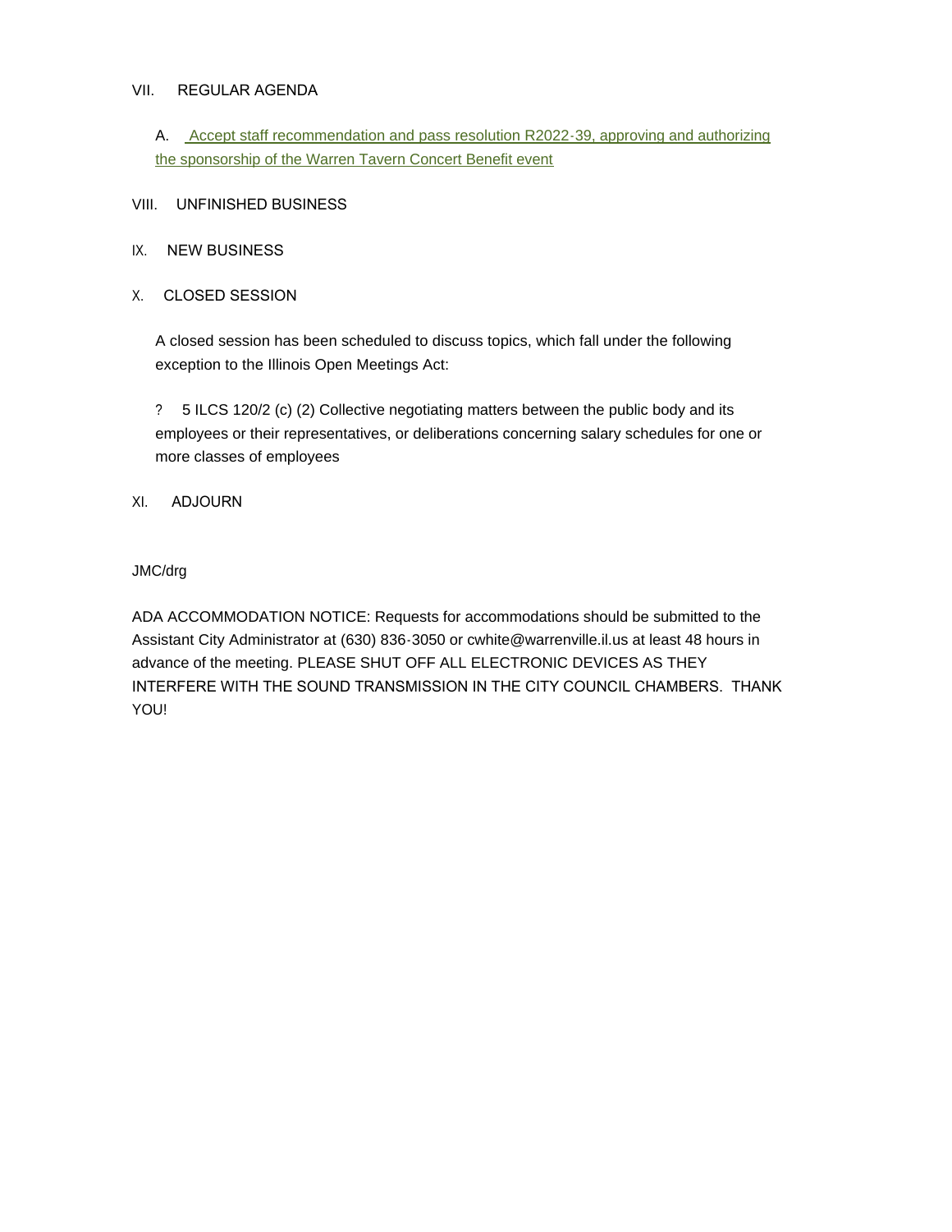VII. REGULAR AGENDA

A. Accept staff recommendation and pass resolution R2022-39, approving and authorizing the sponsorship of the Warren Tavern Concert Benefit event

VIII. UNFINISHED BUSINESS

IX. NEW BUSINESS

X. CLOSED SESSION

A closed session has been scheduled to discuss topics, which fall under the following exception to the Illinois Open Meetings Act:

? 5 ILCS 120/2 (c) (2) Collective negotiating matters between the public body and its employees or their representatives, or deliberations concerning salary schedules for one or more classes of employees

XI. ADJOURN

JMC/drg

ADA ACCOMMODATION NOTICE: Requests for accommodations should be submitted to the Assistant City Administrator at (630) 836-3050 or cwhite@warrenville.il.us at least 48 hours in advance of the meeting. PLEASE SHUT OFF ALL ELECTRONIC DEVICES AS THEY INTERFERE WITH THE SOUND TRANSMISSION IN THE CITY COUNCIL CHAMBERS. THANK YOU!